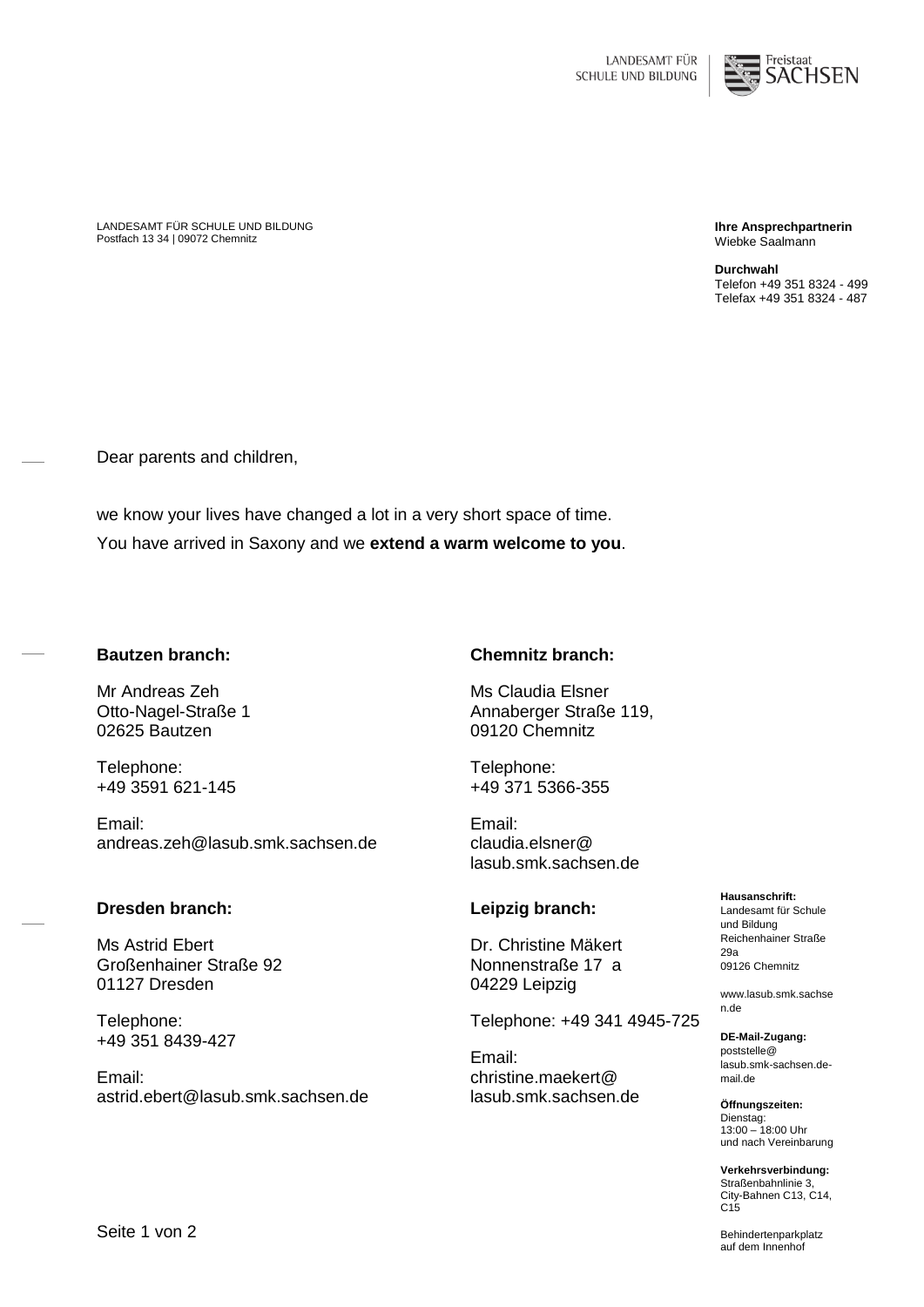LANDESAMT FÜR SCHULE UND BILDUNG
Postfach 13 34 | 09072 Chemnitz

**Ihre Ansprechpartnerin**
Wiebke Saalmann

**Durchwahl**
Telefon +49 351 8324 - 499
Telefax +49 351 8324 - 487

Dear parents and children,

we know your lives have changed a lot in a very short space of time.
You have arrived in Saxony and we **extend a warm welcome to you**.

**Bautzen branch:**

Mr Andreas Zeh
Otto-Nagel-Straße 1
02625 Bautzen

Telephone:
+49 3591 621-145

Email:
andreas.zeh@lasub.smk.sachsen.de

**Chemnitz branch:**

Ms Claudia Elsner
Annaberger Straße 119,
09120 Chemnitz

Telephone:
+49 371 5366-355

Email:
claudia.elsner@lasub.smk.sachsen.de

**Dresden branch:**

Ms Astrid Ebert
Großenhainer Straße 92
01127 Dresden

Telephone:
+49 351 8439-427

Email:
astrid.ebert@lasub.smk.sachsen.de

**Leipzig branch:**

Dr. Christine Mäkert
Nonnenstraße 17 a
04229 Leipzig

Telephone: +49 341 4945-725

Email:
christine.maekert@lasub.smk.sachsen.de

**Hausanschrift:**
Landesamt für Schule und Bildung
Reichenhainer Straße 29a
09126 Chemnitz

www.lasub.smk.sachsen.de

**DE-Mail-Zugang:**
poststelle@lasub.smk-sachsen.de-mail.de

**Öffnungszeiten:**
Dienstag:
13:00 – 18:00 Uhr
und nach Vereinbarung

**Verkehrsverbindung:**
Straßenbahnlinie 3,
City-Bahnen C13, C14, C15

Behindertenparkplatz auf dem Innenhof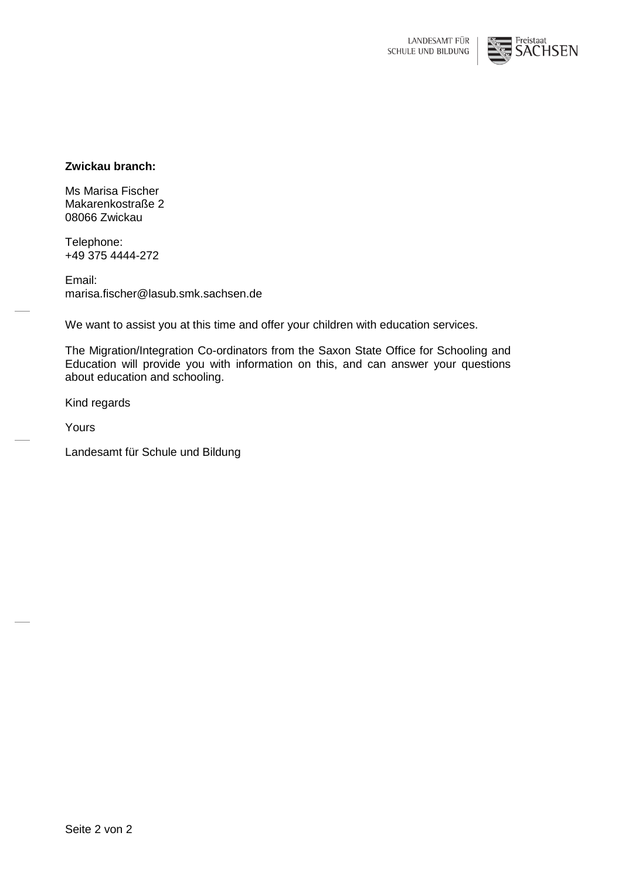**Zwickau branch:**

Ms Marisa Fischer
Makarenkostraße 2
08066 Zwickau

Telephone:
+49 375 4444-272

Email:
marisa.fischer@lasub.smk.sachsen.de

We want to assist you at this time and offer your children with education services.

The Migration/Integration Co-ordinators from the Saxon State Office for Schooling and Education will provide you with information on this, and can answer your questions about education and schooling.

Kind regards

Yours

Landesamt für Schule und Bildung